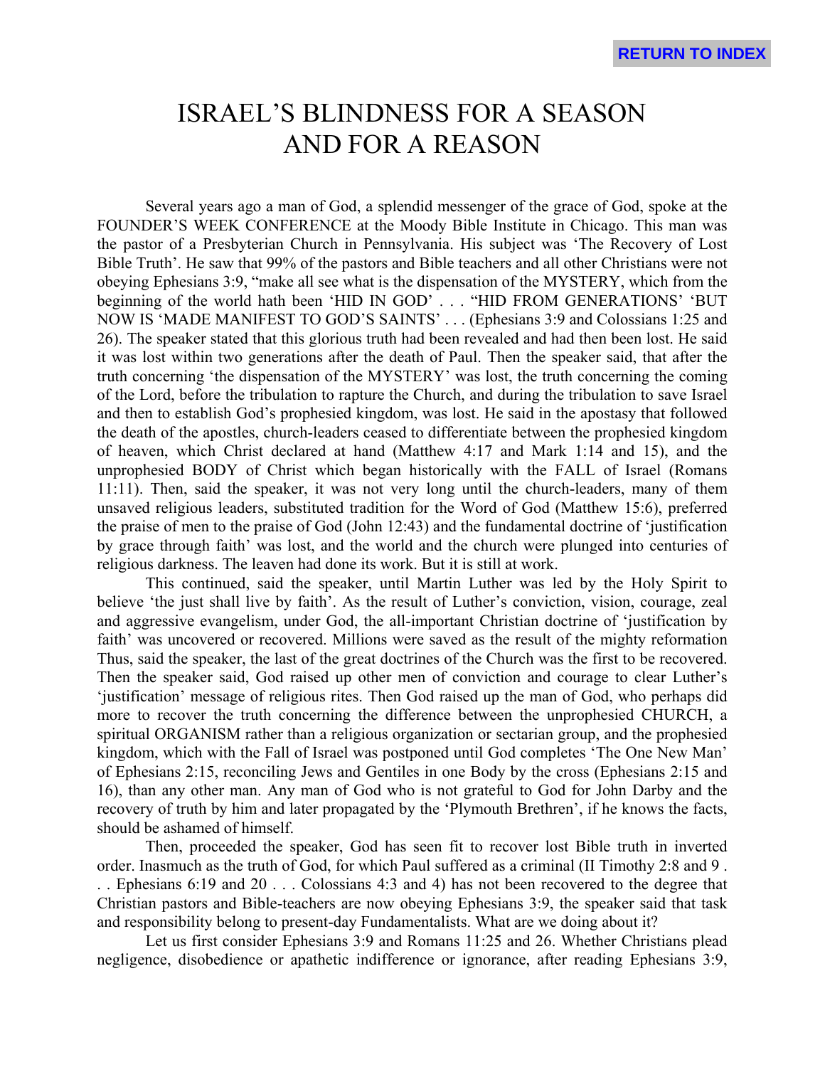# ISRAEL'S BLINDNESS FOR A SEASON AND FOR A REASON

Several years ago a man of God, a splendid messenger of the grace of God, spoke at the FOUNDER'S WEEK CONFERENCE at the Moody Bible Institute in Chicago. This man was the pastor of a Presbyterian Church in Pennsylvania. His subject was 'The Recovery of Lost Bible Truth'. He saw that 99% of the pastors and Bible teachers and all other Christians were not obeying Ephesians 3:9, "make all see what is the dispensation of the MYSTERY, which from the beginning of the world hath been 'HID IN GOD' . . . "HID FROM GENERATIONS' 'BUT NOW IS 'MADE MANIFEST TO GOD'S SAINTS' . . . (Ephesians 3:9 and Colossians 1:25 and 26). The speaker stated that this glorious truth had been revealed and had then been lost. He said it was lost within two generations after the death of Paul. Then the speaker said, that after the truth concerning 'the dispensation of the MYSTERY' was lost, the truth concerning the coming of the Lord, before the tribulation to rapture the Church, and during the tribulation to save Israel and then to establish God's prophesied kingdom, was lost. He said in the apostasy that followed the death of the apostles, church-leaders ceased to differentiate between the prophesied kingdom of heaven, which Christ declared at hand (Matthew 4:17 and Mark 1:14 and 15), and the unprophesied BODY of Christ which began historically with the FALL of Israel (Romans 11:11). Then, said the speaker, it was not very long until the church-leaders, many of them unsaved religious leaders, substituted tradition for the Word of God (Matthew 15:6), preferred the praise of men to the praise of God (John 12:43) and the fundamental doctrine of 'justification by grace through faith' was lost, and the world and the church were plunged into centuries of religious darkness. The leaven had done its work. But it is still at work.

This continued, said the speaker, until Martin Luther was led by the Holy Spirit to believe 'the just shall live by faith'. As the result of Luther's conviction, vision, courage, zeal and aggressive evangelism, under God, the all-important Christian doctrine of 'justification by faith' was uncovered or recovered. Millions were saved as the result of the mighty reformation Thus, said the speaker, the last of the great doctrines of the Church was the first to be recovered. Then the speaker said, God raised up other men of conviction and courage to clear Luther's 'justification' message of religious rites. Then God raised up the man of God, who perhaps did more to recover the truth concerning the difference between the unprophesied CHURCH, a spiritual ORGANISM rather than a religious organization or sectarian group, and the prophesied kingdom, which with the Fall of Israel was postponed until God completes 'The One New Man' of Ephesians 2:15, reconciling Jews and Gentiles in one Body by the cross (Ephesians 2:15 and 16), than any other man. Any man of God who is not grateful to God for John Darby and the recovery of truth by him and later propagated by the 'Plymouth Brethren', if he knows the facts, should be ashamed of himself.

Then, proceeded the speaker, God has seen fit to recover lost Bible truth in inverted order. Inasmuch as the truth of God, for which Paul suffered as a criminal (II Timothy 2:8 and 9 . . . Ephesians 6:19 and 20 . . . Colossians 4:3 and 4) has not been recovered to the degree that Christian pastors and Bible-teachers are now obeying Ephesians 3:9, the speaker said that task and responsibility belong to present-day Fundamentalists. What are we doing about it?

Let us first consider Ephesians 3:9 and Romans 11:25 and 26. Whether Christians plead negligence, disobedience or apathetic indifference or ignorance, after reading Ephesians 3:9,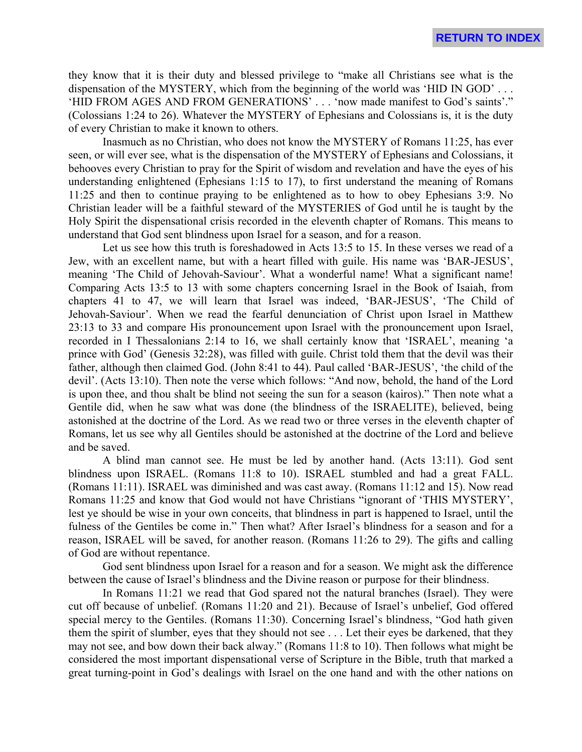they know that it is their duty and blessed privilege to "make all Christians see what is the dispensation of the MYSTERY, which from the beginning of the world was 'HID IN GOD' . . . 'HID FROM AGES AND FROM GENERATIONS' . . . 'now made manifest to God's saints'." (Colossians 1:24 to 26). Whatever the MYSTERY of Ephesians and Colossians is, it is the duty of every Christian to make it known to others.

Inasmuch as no Christian, who does not know the MYSTERY of Romans 11:25, has ever seen, or will ever see, what is the dispensation of the MYSTERY of Ephesians and Colossians, it behooves every Christian to pray for the Spirit of wisdom and revelation and have the eyes of his understanding enlightened (Ephesians 1:15 to 17), to first understand the meaning of Romans 11:25 and then to continue praying to be enlightened as to how to obey Ephesians 3:9. No Christian leader will be a faithful steward of the MYSTERIES of God until he is taught by the Holy Spirit the dispensational crisis recorded in the eleventh chapter of Romans. This means to understand that God sent blindness upon Israel for a season, and for a reason.

Let us see how this truth is foreshadowed in Acts 13:5 to 15. In these verses we read of a Jew, with an excellent name, but with a heart filled with guile. His name was 'BAR-JESUS', meaning 'The Child of Jehovah-Saviour'. What a wonderful name! What a significant name! Comparing Acts 13:5 to 13 with some chapters concerning Israel in the Book of Isaiah, from chapters 41 to 47, we will learn that Israel was indeed, 'BAR-JESUS', 'The Child of Jehovah-Saviour'. When we read the fearful denunciation of Christ upon Israel in Matthew 23:13 to 33 and compare His pronouncement upon Israel with the pronouncement upon Israel, recorded in I Thessalonians 2:14 to 16, we shall certainly know that 'ISRAEL', meaning 'a prince with God' (Genesis 32:28), was filled with guile. Christ told them that the devil was their father, although then claimed God. (John 8:41 to 44). Paul called 'BAR-JESUS', 'the child of the devil'. (Acts 13:10). Then note the verse which follows: "And now, behold, the hand of the Lord is upon thee, and thou shalt be blind not seeing the sun for a season (kairos)." Then note what a Gentile did, when he saw what was done (the blindness of the ISRAELITE), believed, being astonished at the doctrine of the Lord. As we read two or three verses in the eleventh chapter of Romans, let us see why all Gentiles should be astonished at the doctrine of the Lord and believe and be saved.

A blind man cannot see. He must be led by another hand. (Acts 13:11). God sent blindness upon ISRAEL. (Romans 11:8 to 10). ISRAEL stumbled and had a great FALL. (Romans 11:11). ISRAEL was diminished and was cast away. (Romans 11:12 and 15). Now read Romans 11:25 and know that God would not have Christians "ignorant of 'THIS MYSTERY', lest ye should be wise in your own conceits, that blindness in part is happened to Israel, until the fulness of the Gentiles be come in." Then what? After Israel's blindness for a season and for a reason, ISRAEL will be saved, for another reason. (Romans 11:26 to 29). The gifts and calling of God are without repentance.

God sent blindness upon Israel for a reason and for a season. We might ask the difference between the cause of Israel's blindness and the Divine reason or purpose for their blindness.

In Romans 11:21 we read that God spared not the natural branches (Israel). They were cut off because of unbelief. (Romans 11:20 and 21). Because of Israel's unbelief, God offered special mercy to the Gentiles. (Romans 11:30). Concerning Israel's blindness, "God hath given them the spirit of slumber, eyes that they should not see . . . Let their eyes be darkened, that they may not see, and bow down their back alway." (Romans 11:8 to 10). Then follows what might be considered the most important dispensational verse of Scripture in the Bible, truth that marked a great turning-point in God's dealings with Israel on the one hand and with the other nations on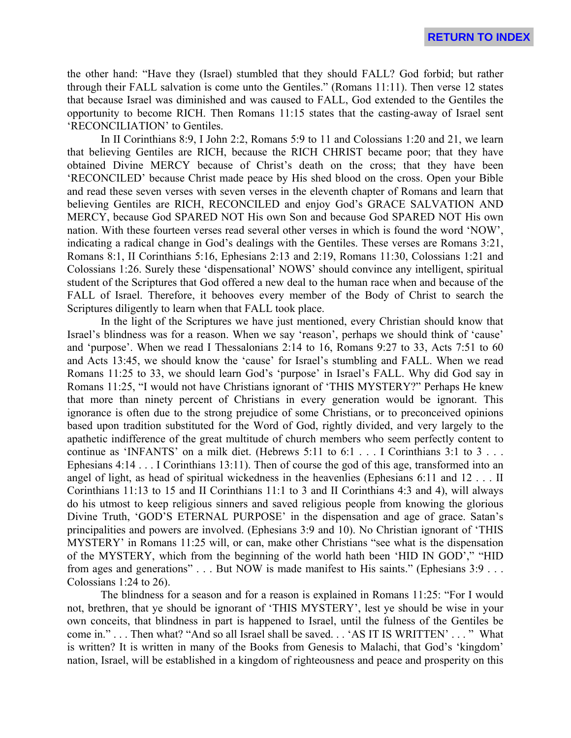the other hand: "Have they (Israel) stumbled that they should FALL? God forbid; but rather through their FALL salvation is come unto the Gentiles." (Romans 11:11). Then verse 12 states that because Israel was diminished and was caused to FALL, God extended to the Gentiles the opportunity to become RICH. Then Romans 11:15 states that the casting-away of Israel sent 'RECONCILIATION' to Gentiles.

In II Corinthians 8:9, I John 2:2, Romans 5:9 to 11 and Colossians 1:20 and 21, we learn that believing Gentiles are RICH, because the RICH CHRIST became poor; that they have obtained Divine MERCY because of Christ's death on the cross; that they have been 'RECONCILED' because Christ made peace by His shed blood on the cross. Open your Bible and read these seven verses with seven verses in the eleventh chapter of Romans and learn that believing Gentiles are RICH, RECONCILED and enjoy God's GRACE SALVATION AND MERCY, because God SPARED NOT His own Son and because God SPARED NOT His own nation. With these fourteen verses read several other verses in which is found the word 'NOW', indicating a radical change in God's dealings with the Gentiles. These verses are Romans 3:21, Romans 8:1, II Corinthians 5:16, Ephesians 2:13 and 2:19, Romans 11:30, Colossians 1:21 and Colossians 1:26. Surely these 'dispensational' NOWS' should convince any intelligent, spiritual student of the Scriptures that God offered a new deal to the human race when and because of the FALL of Israel. Therefore, it behooves every member of the Body of Christ to search the Scriptures diligently to learn when that FALL took place.

In the light of the Scriptures we have just mentioned, every Christian should know that Israel's blindness was for a reason. When we say 'reason', perhaps we should think of 'cause' and 'purpose'. When we read I Thessalonians 2:14 to 16, Romans 9:27 to 33, Acts 7:51 to 60 and Acts 13:45, we should know the 'cause' for Israel's stumbling and FALL. When we read Romans 11:25 to 33, we should learn God's 'purpose' in Israel's FALL. Why did God say in Romans 11:25, "I would not have Christians ignorant of 'THIS MYSTERY?" Perhaps He knew that more than ninety percent of Christians in every generation would be ignorant. This ignorance is often due to the strong prejudice of some Christians, or to preconceived opinions based upon tradition substituted for the Word of God, rightly divided, and very largely to the apathetic indifference of the great multitude of church members who seem perfectly content to continue as 'INFANTS' on a milk diet. (Hebrews 5:11 to 6:1 . . . I Corinthians 3:1 to 3 . . . Ephesians 4:14 . . . I Corinthians 13:11). Then of course the god of this age, transformed into an angel of light, as head of spiritual wickedness in the heavenlies (Ephesians 6:11 and 12 . . . II Corinthians 11:13 to 15 and II Corinthians 11:1 to 3 and II Corinthians 4:3 and 4), will always do his utmost to keep religious sinners and saved religious people from knowing the glorious Divine Truth, 'GOD'S ETERNAL PURPOSE' in the dispensation and age of grace. Satan's principalities and powers are involved. (Ephesians 3:9 and 10). No Christian ignorant of 'THIS MYSTERY' in Romans 11:25 will, or can, make other Christians "see what is the dispensation of the MYSTERY, which from the beginning of the world hath been 'HID IN GOD'," "HID from ages and generations" . . . But NOW is made manifest to His saints." (Ephesians 3:9 . . . Colossians 1:24 to 26).

The blindness for a season and for a reason is explained in Romans 11:25: "For I would not, brethren, that ye should be ignorant of 'THIS MYSTERY', lest ye should be wise in your own conceits, that blindness in part is happened to Israel, until the fulness of the Gentiles be come in." . . . Then what? "And so all Israel shall be saved. . . 'AS IT IS WRITTEN' . . . " What is written? It is written in many of the Books from Genesis to Malachi, that God's 'kingdom' nation, Israel, will be established in a kingdom of righteousness and peace and prosperity on this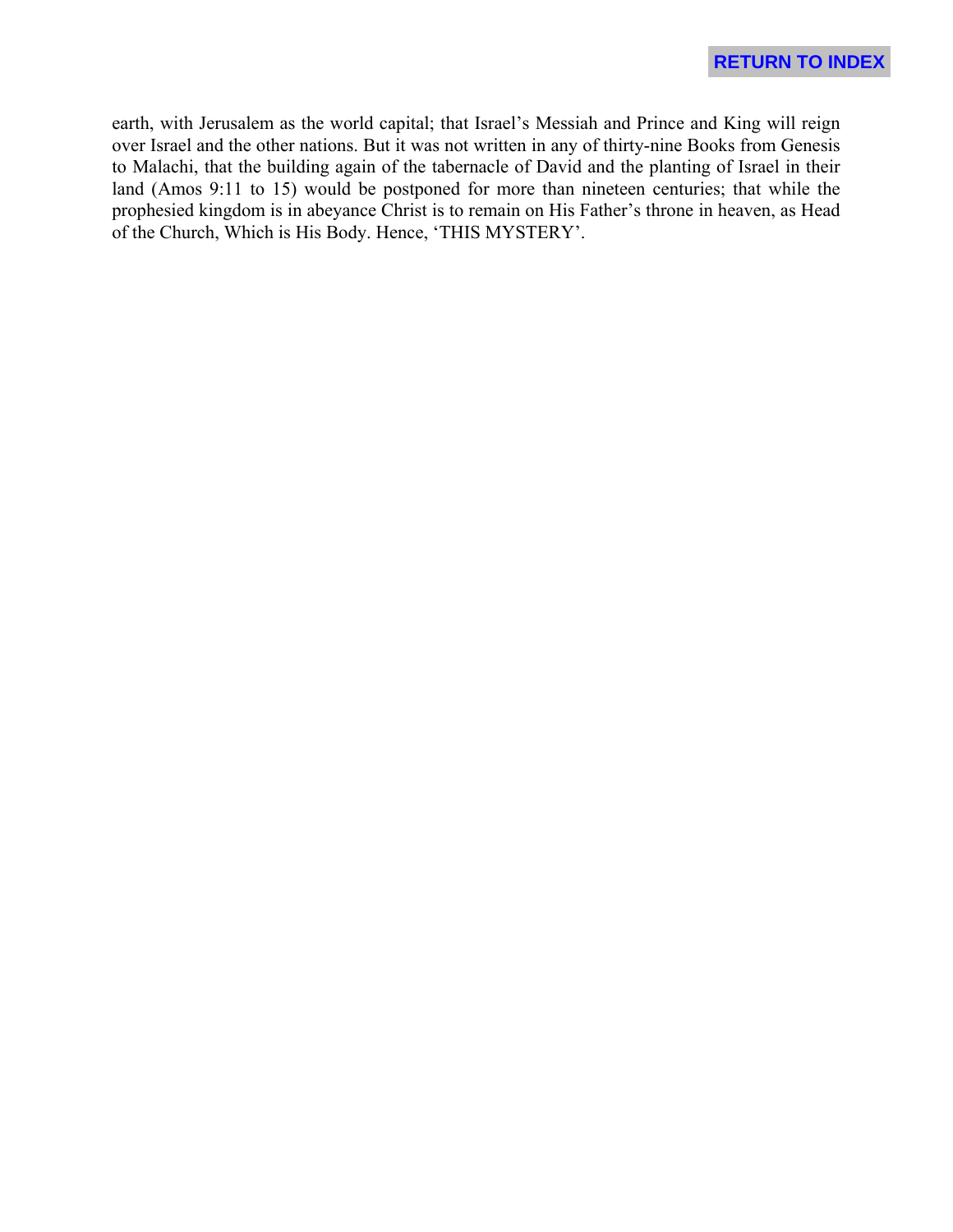earth, with Jerusalem as the world capital; that Israel's Messiah and Prince and King will reign over Israel and the other nations. But it was not written in any of thirty-nine Books from Genesis to Malachi, that the building again of the tabernacle of David and the planting of Israel in their land (Amos 9:11 to 15) would be postponed for more than nineteen centuries; that while the prophesied kingdom is in abeyance Christ is to remain on His Father's throne in heaven, as Head of the Church, Which is His Body. Hence, 'THIS MYSTERY'.